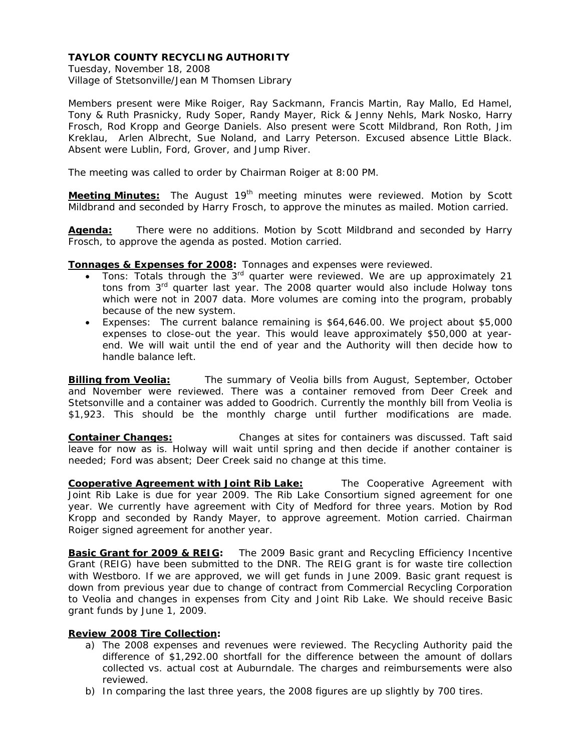**TAYLOR COUNTY RECYCLING AUTHORITY**
Tuesday, November 18, 2008
Village of Stetsonville/Jean M Thomsen Library

Members present were Mike Roiger, Ray Sackmann, Francis Martin, Ray Mallo, Ed Hamel, Tony & Ruth Prasnicky, Rudy Soper, Randy Mayer, Rick & Jenny Nehls, Mark Nosko, Harry Frosch, Rod Kropp and George Daniels. Also present were Scott Mildbrand, Ron Roth, Jim Kreklau, Arlen Albrecht, Sue Noland, and Larry Peterson. Excused absence Little Black. Absent were Lublin, Ford, Grover, and Jump River.

The meeting was called to order by Chairman Roiger at 8:00 PM.

**Meeting Minutes:** The August 19th meeting minutes were reviewed. Motion by Scott Mildbrand and seconded by Harry Frosch, to approve the minutes as mailed. Motion carried.

**Agenda:** There were no additions. Motion by Scott Mildbrand and seconded by Harry Frosch, to approve the agenda as posted. Motion carried.

**Tonnages & Expenses for 2008:** Tonnages and expenses were reviewed.

- Tons: Totals through the 3rd quarter were reviewed. We are up approximately 21 tons from 3rd quarter last year. The 2008 quarter would also include Holway tons which were not in 2007 data. More volumes are coming into the program, probably because of the new system.
- Expenses: The current balance remaining is $64,646.00. We project about $5,000 expenses to close-out the year. This would leave approximately $50,000 at year-end. We will wait until the end of year and the Authority will then decide how to handle balance left.

**Billing from Veolia:** The summary of Veolia bills from August, September, October and November were reviewed. There was a container removed from Deer Creek and Stetsonville and a container was added to Goodrich. Currently the monthly bill from Veolia is $1,923. This should be the monthly charge until further modifications are made.

**Container Changes:** Changes at sites for containers was discussed. Taft said leave for now as is. Holway will wait until spring and then decide if another container is needed; Ford was absent; Deer Creek said no change at this time.

**Cooperative Agreement with Joint Rib Lake:** The Cooperative Agreement with Joint Rib Lake is due for year 2009. The Rib Lake Consortium signed agreement for one year. We currently have agreement with City of Medford for three years. Motion by Rod Kropp and seconded by Randy Mayer, to approve agreement. Motion carried. Chairman Roiger signed agreement for another year.

**Basic Grant for 2009 & REIG:** The 2009 Basic grant and Recycling Efficiency Incentive Grant (REIG) have been submitted to the DNR. The REIG grant is for waste tire collection with Westboro. If we are approved, we will get funds in June 2009. Basic grant request is down from previous year due to change of contract from Commercial Recycling Corporation to Veolia and changes in expenses from City and Joint Rib Lake. We should receive Basic grant funds by June 1, 2009.

**Review 2008 Tire Collection:**

a) The 2008 expenses and revenues were reviewed. The Recycling Authority paid the difference of $1,292.00 shortfall for the difference between the amount of dollars collected vs. actual cost at Auburndale. The charges and reimbursements were also reviewed.
b) In comparing the last three years, the 2008 figures are up slightly by 700 tires.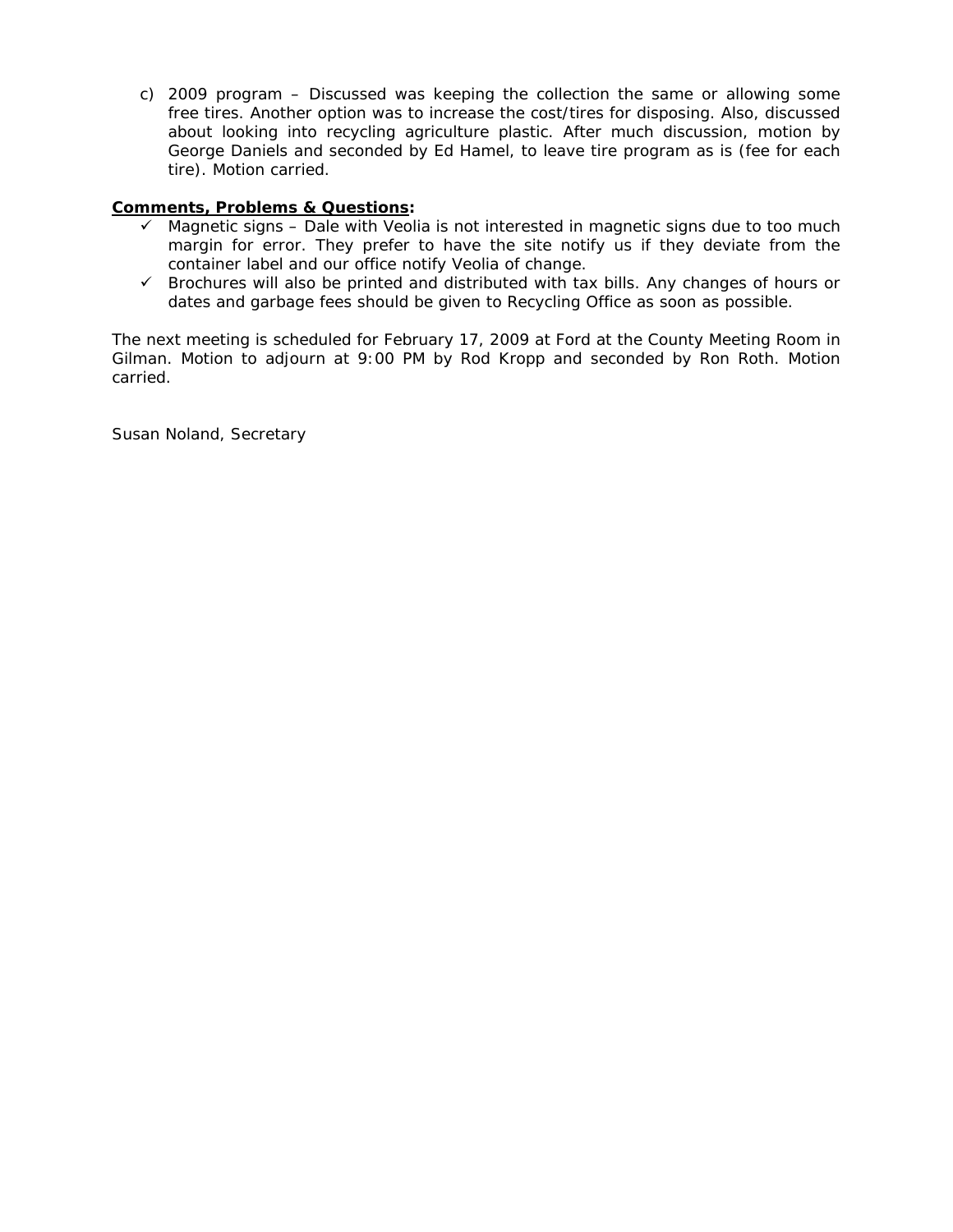c) 2009 program – Discussed was keeping the collection the same or allowing some free tires. Another option was to increase the cost/tires for disposing. Also, discussed about looking into recycling agriculture plastic. After much discussion, motion by George Daniels and seconded by Ed Hamel, to leave tire program as is (fee for each tire). Motion carried.

**Comments, Problems & Questions:**

- ✓ Magnetic signs – Dale with Veolia is not interested in magnetic signs due to too much margin for error. They prefer to have the site notify us if they deviate from the container label and our office notify Veolia of change.
- ✓ Brochures will also be printed and distributed with tax bills. Any changes of hours or dates and garbage fees should be given to Recycling Office as soon as possible.

The next meeting is scheduled for February 17, 2009 at Ford at the County Meeting Room in Gilman. Motion to adjourn at 9:00 PM by Rod Kropp and seconded by Ron Roth. Motion carried.

Susan Noland, Secretary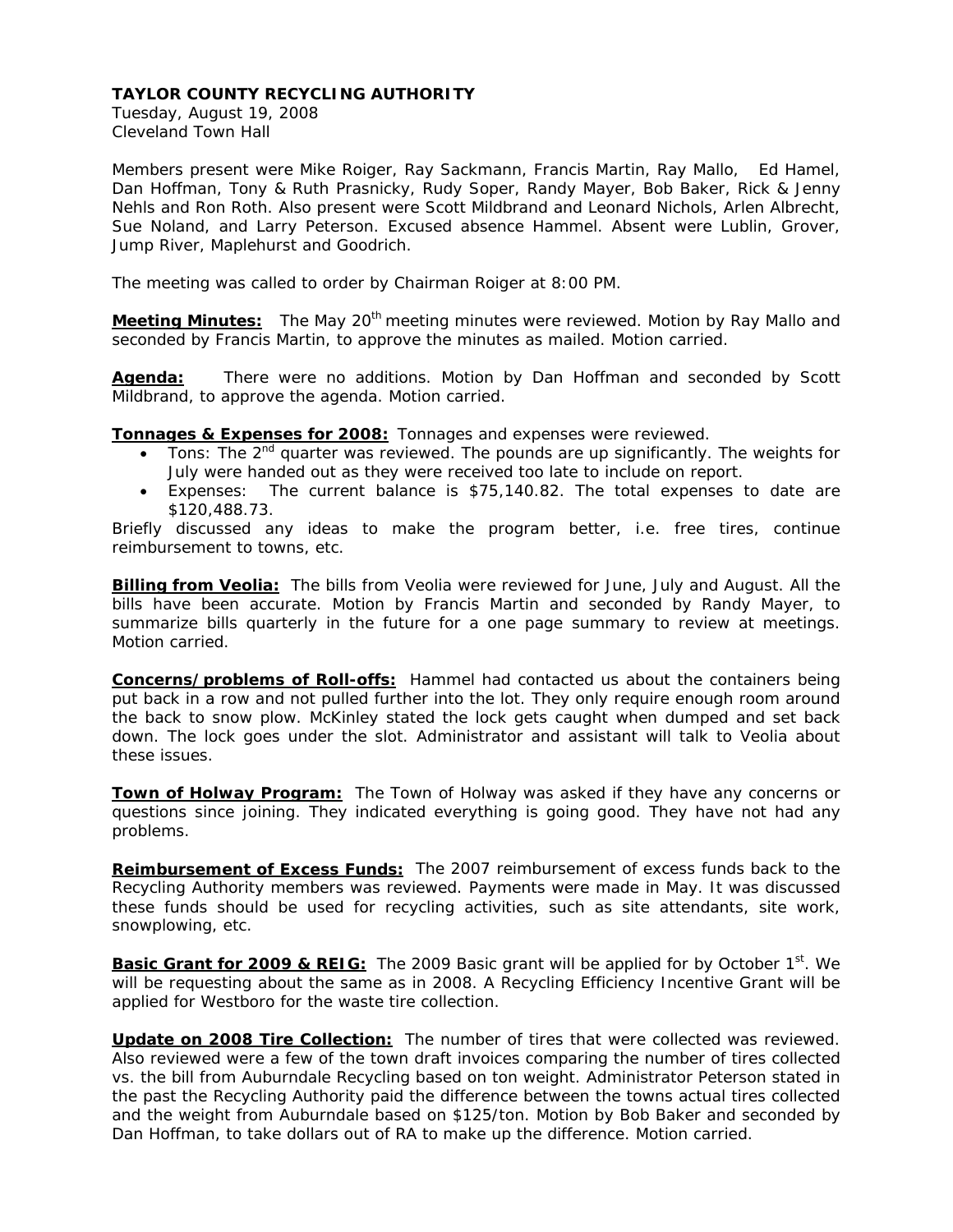**TAYLOR COUNTY RECYCLING AUTHORITY**

Tuesday, August 19, 2008
Cleveland Town Hall

Members present were Mike Roiger, Ray Sackmann, Francis Martin, Ray Mallo, Ed Hamel, Dan Hoffman, Tony & Ruth Prasnicky, Rudy Soper, Randy Mayer, Bob Baker, Rick & Jenny Nehls and Ron Roth. Also present were Scott Mildbrand and Leonard Nichols, Arlen Albrecht, Sue Noland, and Larry Peterson. Excused absence Hammel. Absent were Lublin, Grover, Jump River, Maplehurst and Goodrich.

The meeting was called to order by Chairman Roiger at 8:00 PM.

**Meeting Minutes:** The May 20th meeting minutes were reviewed. Motion by Ray Mallo and seconded by Francis Martin, to approve the minutes as mailed. Motion carried.

**Agenda:** There were no additions. Motion by Dan Hoffman and seconded by Scott Mildbrand, to approve the agenda. Motion carried.

**Tonnages & Expenses for 2008:** Tonnages and expenses were reviewed.

- Tons: The 2nd quarter was reviewed. The pounds are up significantly. The weights for July were handed out as they were received too late to include on report.
- Expenses: The current balance is $75,140.82. The total expenses to date are $120,488.73.

Briefly discussed any ideas to make the program better, i.e. free tires, continue reimbursement to towns, etc.

**Billing from Veolia:** The bills from Veolia were reviewed for June, July and August. All the bills have been accurate. Motion by Francis Martin and seconded by Randy Mayer, to summarize bills quarterly in the future for a one page summary to review at meetings. Motion carried.

**Concerns/problems of Roll-offs:** Hammel had contacted us about the containers being put back in a row and not pulled further into the lot. They only require enough room around the back to snow plow. McKinley stated the lock gets caught when dumped and set back down. The lock goes under the slot. Administrator and assistant will talk to Veolia about these issues.

**Town of Holway Program:** The Town of Holway was asked if they have any concerns or questions since joining. They indicated everything is going good. They have not had any problems.

**Reimbursement of Excess Funds:** The 2007 reimbursement of excess funds back to the Recycling Authority members was reviewed. Payments were made in May. It was discussed these funds should be used for recycling activities, such as site attendants, site work, snowplowing, etc.

**Basic Grant for 2009 & REIG:** The 2009 Basic grant will be applied for by October 1st. We will be requesting about the same as in 2008. A Recycling Efficiency Incentive Grant will be applied for Westboro for the waste tire collection.

**Update on 2008 Tire Collection:** The number of tires that were collected was reviewed. Also reviewed were a few of the town draft invoices comparing the number of tires collected vs. the bill from Auburndale Recycling based on ton weight. Administrator Peterson stated in the past the Recycling Authority paid the difference between the towns actual tires collected and the weight from Auburndale based on $125/ton. Motion by Bob Baker and seconded by Dan Hoffman, to take dollars out of RA to make up the difference. Motion carried.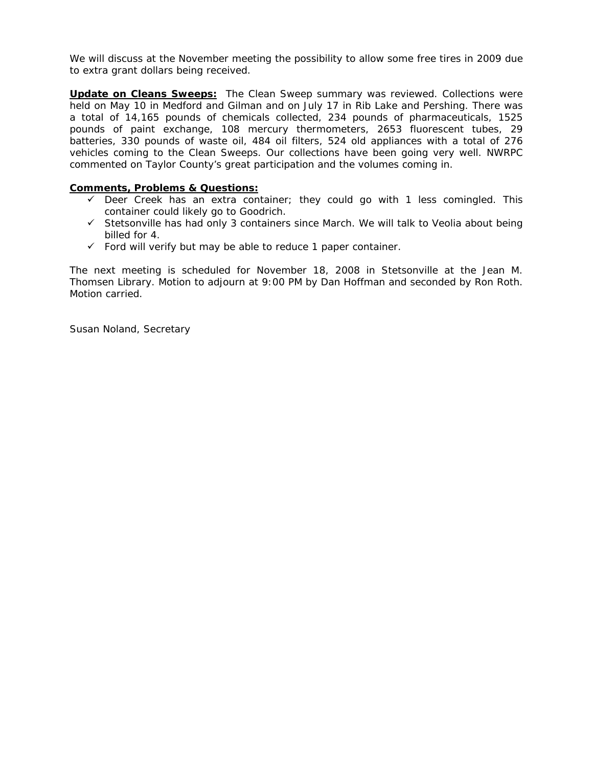We will discuss at the November meeting the possibility to allow some free tires in 2009 due to extra grant dollars being received.

**Update on Cleans Sweeps:** The Clean Sweep summary was reviewed. Collections were held on May 10 in Medford and Gilman and on July 17 in Rib Lake and Pershing. There was a total of 14,165 pounds of chemicals collected, 234 pounds of pharmaceuticals, 1525 pounds of paint exchange, 108 mercury thermometers, 2653 fluorescent tubes, 29 batteries, 330 pounds of waste oil, 484 oil filters, 524 old appliances with a total of 276 vehicles coming to the Clean Sweeps. Our collections have been going very well. NWRPC commented on Taylor County's great participation and the volumes coming in.

**Comments, Problems & Questions:**

- ✓ Deer Creek has an extra container; they could go with 1 less comingled. This container could likely go to Goodrich.
- ✓ Stetsonville has had only 3 containers since March. We will talk to Veolia about being billed for 4.
- ✓ Ford will verify but may be able to reduce 1 paper container.

The next meeting is scheduled for November 18, 2008 in Stetsonville at the Jean M. Thomsen Library. Motion to adjourn at 9:00 PM by Dan Hoffman and seconded by Ron Roth. Motion carried.

Susan Noland, Secretary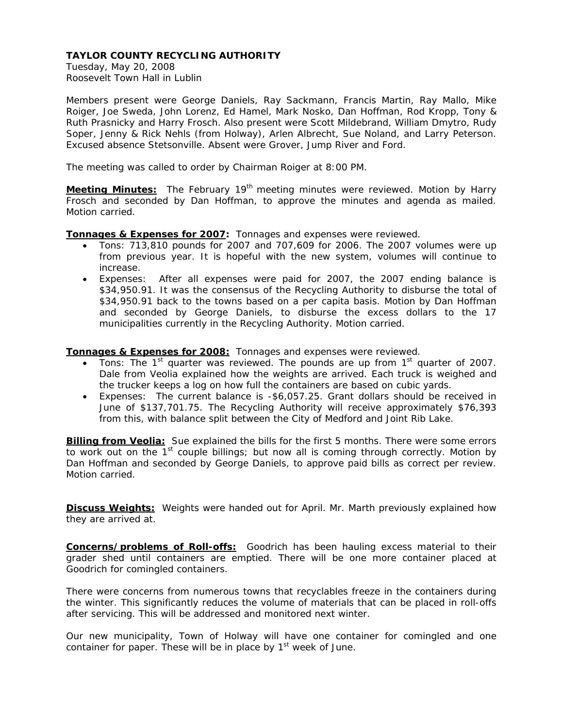**TAYLOR COUNTY RECYCLING AUTHORITY**
Tuesday, May 20, 2008
Roosevelt Town Hall in Lublin

Members present were George Daniels, Ray Sackmann, Francis Martin, Ray Mallo, Mike Roiger, Joe Sweda, John Lorenz, Ed Hamel, Mark Nosko, Dan Hoffman, Rod Kropp, Tony & Ruth Prasnicky and Harry Frosch. Also present were Scott Mildebrand, William Dmytro, Rudy Soper, Jenny & Rick Nehls (from Holway), Arlen Albrecht, Sue Noland, and Larry Peterson. Excused absence Stetsonville. Absent were Grover, Jump River and Ford.

The meeting was called to order by Chairman Roiger at 8:00 PM.

**Meeting Minutes:** The February 19th meeting minutes were reviewed. Motion by Harry Frosch and seconded by Dan Hoffman, to approve the minutes and agenda as mailed. Motion carried.

**Tonnages & Expenses for 2007:** Tonnages and expenses were reviewed.

- Tons: 713,810 pounds for 2007 and 707,609 for 2006. The 2007 volumes were up from previous year. It is hopeful with the new system, volumes will continue to increase.
- Expenses: After all expenses were paid for 2007, the 2007 ending balance is $34,950.91. It was the consensus of the Recycling Authority to disburse the total of $34,950.91 back to the towns based on a per capita basis. Motion by Dan Hoffman and seconded by George Daniels, to disburse the excess dollars to the 17 municipalities currently in the Recycling Authority. Motion carried.

**Tonnages & Expenses for 2008:** Tonnages and expenses were reviewed.

- Tons: The 1st quarter was reviewed. The pounds are up from 1st quarter of 2007. Dale from Veolia explained how the weights are arrived. Each truck is weighed and the trucker keeps a log on how full the containers are based on cubic yards.
- Expenses: The current balance is -$6,057.25. Grant dollars should be received in June of $137,701.75. The Recycling Authority will receive approximately $76,393 from this, with balance split between the City of Medford and Joint Rib Lake.

**Billing from Veolia:** Sue explained the bills for the first 5 months. There were some errors to work out on the 1st couple billings; but now all is coming through correctly. Motion by Dan Hoffman and seconded by George Daniels, to approve paid bills as correct per review. Motion carried.

**Discuss Weights:** Weights were handed out for April. Mr. Marth previously explained how they are arrived at.

**Concerns/problems of Roll-offs:** Goodrich has been hauling excess material to their grader shed until containers are emptied. There will be one more container placed at Goodrich for comingled containers.

There were concerns from numerous towns that recyclables freeze in the containers during the winter. This significantly reduces the volume of materials that can be placed in roll-offs after servicing. This will be addressed and monitored next winter.

Our new municipality, Town of Holway will have one container for comingled and one container for paper. These will be in place by 1st week of June.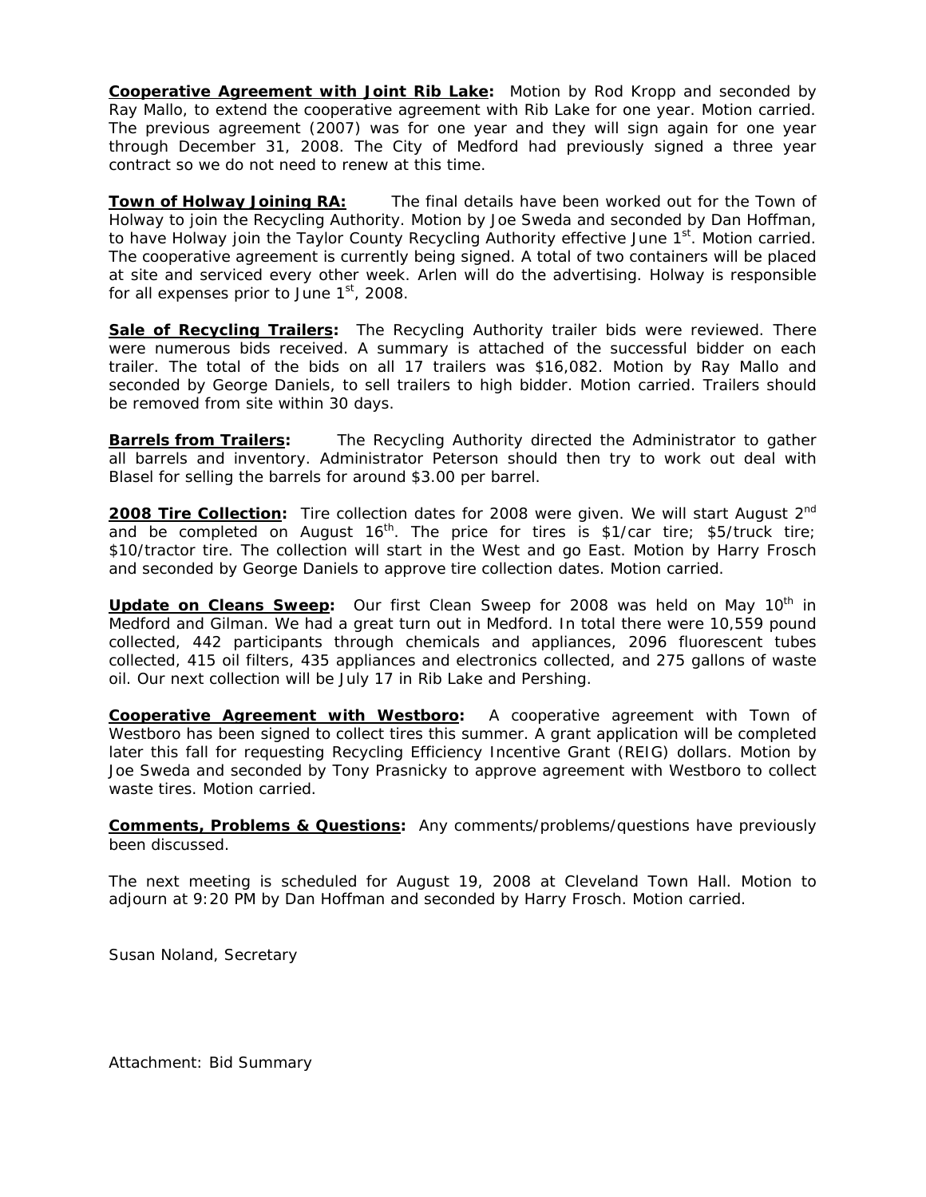**Cooperative Agreement with Joint Rib Lake:** Motion by Rod Kropp and seconded by Ray Mallo, to extend the cooperative agreement with Rib Lake for one year. Motion carried. The previous agreement (2007) was for one year and they will sign again for one year through December 31, 2008. The City of Medford had previously signed a three year contract so we do not need to renew at this time.

**Town of Holway Joining RA:** The final details have been worked out for the Town of Holway to join the Recycling Authority. Motion by Joe Sweda and seconded by Dan Hoffman, to have Holway join the Taylor County Recycling Authority effective June 1st. Motion carried. The cooperative agreement is currently being signed. A total of two containers will be placed at site and serviced every other week. Arlen will do the advertising. Holway is responsible for all expenses prior to June 1st, 2008.

**Sale of Recycling Trailers:** The Recycling Authority trailer bids were reviewed. There were numerous bids received. A summary is attached of the successful bidder on each trailer. The total of the bids on all 17 trailers was $16,082. Motion by Ray Mallo and seconded by George Daniels, to sell trailers to high bidder. Motion carried. Trailers should be removed from site within 30 days.

**Barrels from Trailers:** The Recycling Authority directed the Administrator to gather all barrels and inventory. Administrator Peterson should then try to work out deal with Blasel for selling the barrels for around $3.00 per barrel.

**2008 Tire Collection:** Tire collection dates for 2008 were given. We will start August 2nd and be completed on August 16th. The price for tires is $1/car tire; $5/truck tire; $10/tractor tire. The collection will start in the West and go East. Motion by Harry Frosch and seconded by George Daniels to approve tire collection dates. Motion carried.

**Update on Cleans Sweep:** Our first Clean Sweep for 2008 was held on May 10th in Medford and Gilman. We had a great turn out in Medford. In total there were 10,559 pound collected, 442 participants through chemicals and appliances, 2096 fluorescent tubes collected, 415 oil filters, 435 appliances and electronics collected, and 275 gallons of waste oil. Our next collection will be July 17 in Rib Lake and Pershing.

**Cooperative Agreement with Westboro:** A cooperative agreement with Town of Westboro has been signed to collect tires this summer. A grant application will be completed later this fall for requesting Recycling Efficiency Incentive Grant (REIG) dollars. Motion by Joe Sweda and seconded by Tony Prasnicky to approve agreement with Westboro to collect waste tires. Motion carried.

**Comments, Problems & Questions:** Any comments/problems/questions have previously been discussed.

The next meeting is scheduled for August 19, 2008 at Cleveland Town Hall. Motion to adjourn at 9:20 PM by Dan Hoffman and seconded by Harry Frosch. Motion carried.

Susan Noland, Secretary

Attachment: Bid Summary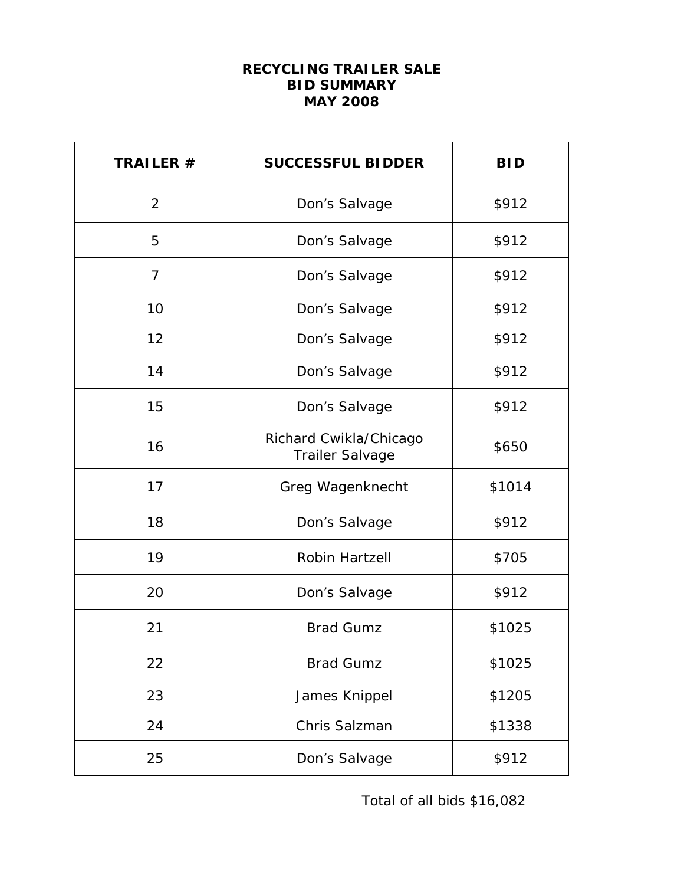**RECYCLING TRAILER SALE**
**BID SUMMARY**
**MAY 2008**

| TRAILER # | SUCCESSFUL BIDDER | BID |
|---|---|---|
| 2 | Don's Salvage | $912 |
| 5 | Don's Salvage | $912 |
| 7 | Don's Salvage | $912 |
| 10 | Don's Salvage | $912 |
| 12 | Don's Salvage | $912 |
| 14 | Don's Salvage | $912 |
| 15 | Don's Salvage | $912 |
| 16 | Richard Cwikla/Chicago Trailer Salvage | $650 |
| 17 | Greg Wagenknecht | $1014 |
| 18 | Don's Salvage | $912 |
| 19 | Robin Hartzell | $705 |
| 20 | Don's Salvage | $912 |
| 21 | Brad Gumz | $1025 |
| 22 | Brad Gumz | $1025 |
| 23 | James Knippel | $1205 |
| 24 | Chris Salzman | $1338 |
| 25 | Don's Salvage | $912 |

Total of all bids $16,082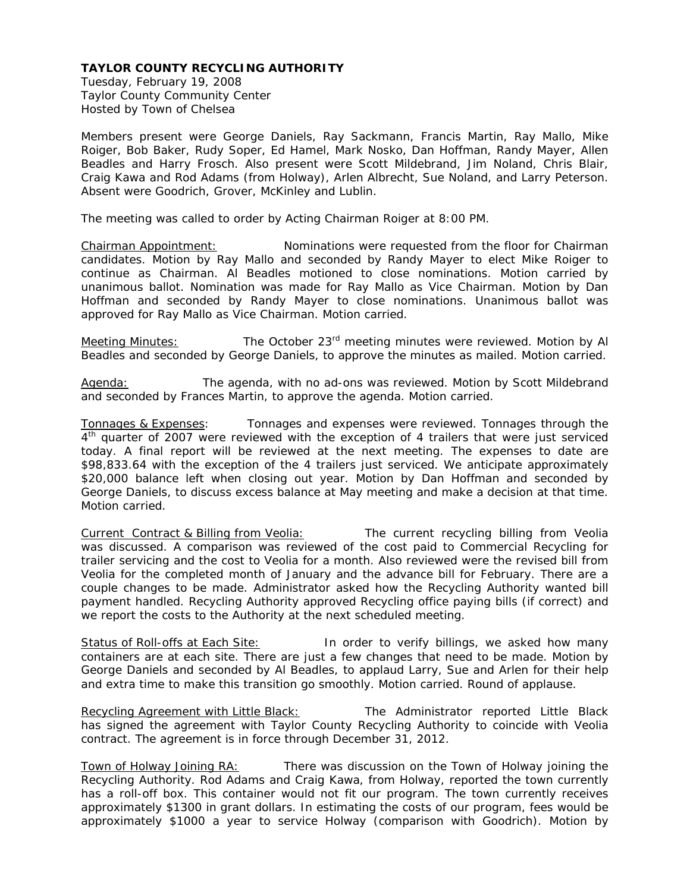**TAYLOR COUNTY RECYCLING AUTHORITY**
Tuesday, February 19, 2008
Taylor County Community Center
Hosted by Town of Chelsea

Members present were George Daniels, Ray Sackmann, Francis Martin, Ray Mallo, Mike Roiger, Bob Baker, Rudy Soper, Ed Hamel, Mark Nosko, Dan Hoffman, Randy Mayer, Allen Beadles and Harry Frosch. Also present were Scott Mildebrand, Jim Noland, Chris Blair, Craig Kawa and Rod Adams (from Holway), Arlen Albrecht, Sue Noland, and Larry Peterson. Absent were Goodrich, Grover, McKinley and Lublin.

The meeting was called to order by Acting Chairman Roiger at 8:00 PM.

Chairman Appointment: Nominations were requested from the floor for Chairman candidates. Motion by Ray Mallo and seconded by Randy Mayer to elect Mike Roiger to continue as Chairman. Al Beadles motioned to close nominations. Motion carried by unanimous ballot. Nomination was made for Ray Mallo as Vice Chairman. Motion by Dan Hoffman and seconded by Randy Mayer to close nominations. Unanimous ballot was approved for Ray Mallo as Vice Chairman. Motion carried.

Meeting Minutes: The October 23rd meeting minutes were reviewed. Motion by Al Beadles and seconded by George Daniels, to approve the minutes as mailed. Motion carried.

Agenda: The agenda, with no ad-ons was reviewed. Motion by Scott Mildebrand and seconded by Frances Martin, to approve the agenda. Motion carried.

Tonnages & Expenses: Tonnages and expenses were reviewed. Tonnages through the 4th quarter of 2007 were reviewed with the exception of 4 trailers that were just serviced today. A final report will be reviewed at the next meeting. The expenses to date are $98,833.64 with the exception of the 4 trailers just serviced. We anticipate approximately $20,000 balance left when closing out year. Motion by Dan Hoffman and seconded by George Daniels, to discuss excess balance at May meeting and make a decision at that time. Motion carried.

Current Contract & Billing from Veolia: The current recycling billing from Veolia was discussed. A comparison was reviewed of the cost paid to Commercial Recycling for trailer servicing and the cost to Veolia for a month. Also reviewed were the revised bill from Veolia for the completed month of January and the advance bill for February. There are a couple changes to be made. Administrator asked how the Recycling Authority wanted bill payment handled. Recycling Authority approved Recycling office paying bills (if correct) and we report the costs to the Authority at the next scheduled meeting.

Status of Roll-offs at Each Site: In order to verify billings, we asked how many containers are at each site. There are just a few changes that need to be made. Motion by George Daniels and seconded by Al Beadles, to applaud Larry, Sue and Arlen for their help and extra time to make this transition go smoothly. Motion carried. Round of applause.

Recycling Agreement with Little Black: The Administrator reported Little Black has signed the agreement with Taylor County Recycling Authority to coincide with Veolia contract. The agreement is in force through December 31, 2012.

Town of Holway Joining RA: There was discussion on the Town of Holway joining the Recycling Authority. Rod Adams and Craig Kawa, from Holway, reported the town currently has a roll-off box. This container would not fit our program. The town currently receives approximately $1300 in grant dollars. In estimating the costs of our program, fees would be approximately $1000 a year to service Holway (comparison with Goodrich). Motion by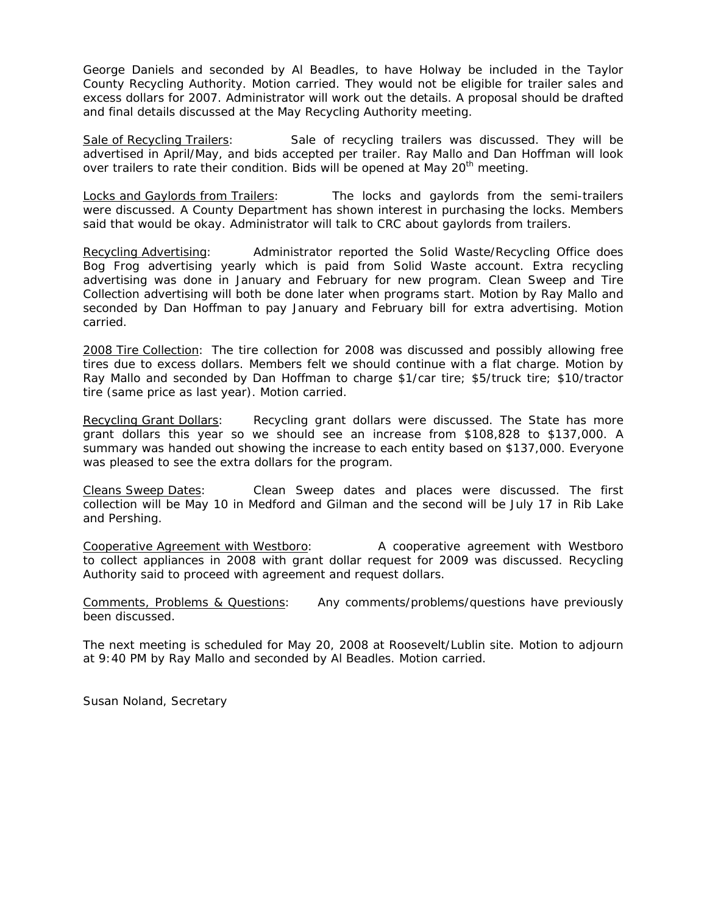George Daniels and seconded by Al Beadles, to have Holway be included in the Taylor County Recycling Authority. Motion carried. They would not be eligible for trailer sales and excess dollars for 2007. Administrator will work out the details. A proposal should be drafted and final details discussed at the May Recycling Authority meeting.

Sale of Recycling Trailers: Sale of recycling trailers was discussed. They will be advertised in April/May, and bids accepted per trailer. Ray Mallo and Dan Hoffman will look over trailers to rate their condition. Bids will be opened at May 20th meeting.

Locks and Gaylords from Trailers: The locks and gaylords from the semi-trailers were discussed. A County Department has shown interest in purchasing the locks. Members said that would be okay. Administrator will talk to CRC about gaylords from trailers.

Recycling Advertising: Administrator reported the Solid Waste/Recycling Office does Bog Frog advertising yearly which is paid from Solid Waste account. Extra recycling advertising was done in January and February for new program. Clean Sweep and Tire Collection advertising will both be done later when programs start. Motion by Ray Mallo and seconded by Dan Hoffman to pay January and February bill for extra advertising. Motion carried.

2008 Tire Collection: The tire collection for 2008 was discussed and possibly allowing free tires due to excess dollars. Members felt we should continue with a flat charge. Motion by Ray Mallo and seconded by Dan Hoffman to charge $1/car tire; $5/truck tire; $10/tractor tire (same price as last year). Motion carried.

Recycling Grant Dollars: Recycling grant dollars were discussed. The State has more grant dollars this year so we should see an increase from $108,828 to $137,000. A summary was handed out showing the increase to each entity based on $137,000. Everyone was pleased to see the extra dollars for the program.

Cleans Sweep Dates: Clean Sweep dates and places were discussed. The first collection will be May 10 in Medford and Gilman and the second will be July 17 in Rib Lake and Pershing.

Cooperative Agreement with Westboro: A cooperative agreement with Westboro to collect appliances in 2008 with grant dollar request for 2009 was discussed. Recycling Authority said to proceed with agreement and request dollars.

Comments, Problems & Questions: Any comments/problems/questions have previously been discussed.

The next meeting is scheduled for May 20, 2008 at Roosevelt/Lublin site. Motion to adjourn at 9:40 PM by Ray Mallo and seconded by Al Beadles. Motion carried.

Susan Noland, Secretary